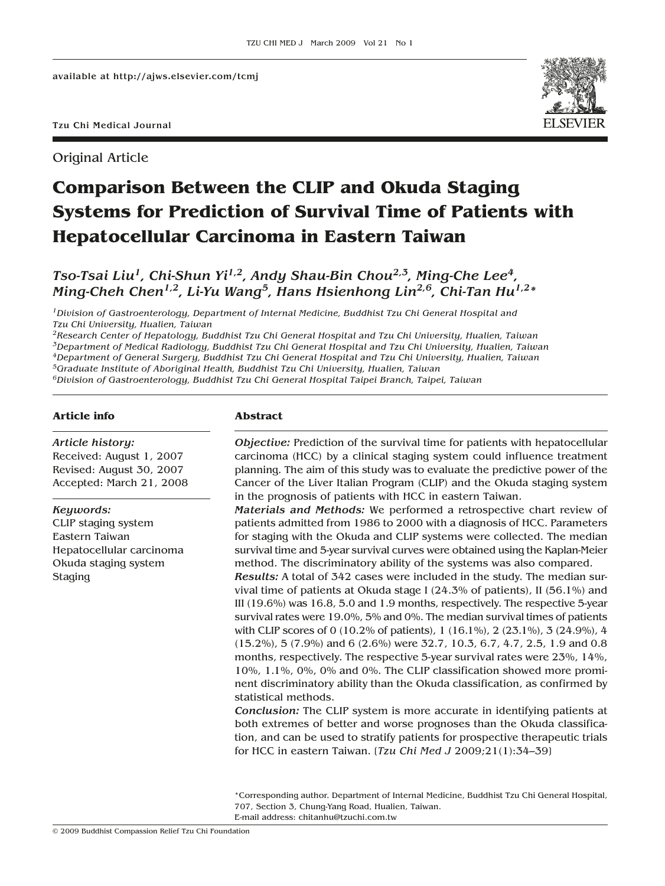Original Article

# Comparison Between the CLIP and Okuda Staging Systems for Prediction of Survival Time of Patients with Hepatocellular Carcinoma in Eastern Taiwan

***Tso-Tsai Liu[1], Chi-Shun Yi[1,2], Andy Shau-Bin Chou[2,3], Ming-Che Lee[4], Ming-Cheh Chen[1,2], Li-Yu Wang[5], Hans Hsienhong Lin[2,6], Chi-Tan Hu[1,2]****

*[1]Division of Gastroenterology, Department of Internal Medicine, Buddhist Tzu Chi General Hospital and Tzu Chi University, Hualien, Taiwan*
*[2]Research Center of Hepatology, Buddhist Tzu Chi General Hospital and Tzu Chi University, Hualien, Taiwan*
*[3]Department of Medical Radiology, Buddhist Tzu Chi General Hospital and Tzu Chi University, Hualien, Taiwan*
*[4]Department of General Surgery, Buddhist Tzu Chi General Hospital and Tzu Chi University, Hualien, Taiwan*
*[5]Graduate Institute of Aboriginal Health, Buddhist Tzu Chi University, Hualien, Taiwan*
*[6]Division of Gastroenterology, Buddhist Tzu Chi General Hospital Taipei Branch, Taipei, Taiwan*

**Article info**

*Article history:*
Received: August 1, 2007
Revised: August 30, 2007
Accepted: March 21, 2008

*Keywords:*
CLIP staging system
Eastern Taiwan
Hepatocellular carcinoma
Okuda staging system
Staging

**Abstract**

***Objective:*** Prediction of the survival time for patients with hepatocellular carcinoma (HCC) by a clinical staging system could influence treatment planning. The aim of this study was to evaluate the predictive power of the Cancer of the Liver Italian Program (CLIP) and the Okuda staging system in the prognosis of patients with HCC in eastern Taiwan.

***Materials and Methods:*** We performed a retrospective chart review of patients admitted from 1986 to 2000 with a diagnosis of HCC. Parameters for staging with the Okuda and CLIP systems were collected. The median survival time and 5-year survival curves were obtained using the Kaplan-Meier method. The discriminatory ability of the systems was also compared.

***Results:*** A total of 342 cases were included in the study. The median survival time of patients at Okuda stage I (24.3% of patients), II (56.1%) and III (19.6%) was 16.8, 5.0 and 1.9 months, respectively. The respective 5-year survival rates were 19.0%, 5% and 0%. The median survival times of patients with CLIP scores of 0 (10.2% of patients), 1 (16.1%), 2 (23.1%), 3 (24.9%), 4 (15.2%), 5 (7.9%) and 6 (2.6%) were 32.7, 10.3, 6.7, 4.7, 2.5, 1.9 and 0.8 months, respectively. The respective 5-year survival rates were 23%, 14%, 10%, 1.1%, 0%, 0% and 0%. The CLIP classification showed more prominent discriminatory ability than the Okuda classification, as confirmed by statistical methods.

***Conclusion:*** The CLIP system is more accurate in identifying patients at both extremes of better and worse prognoses than the Okuda classification, and can be used to stratify patients for prospective therapeutic trials for HCC in eastern Taiwan. [*Tzu Chi Med J* 2009;21(1):34–39]

*Corresponding author. Department of Internal Medicine, Buddhist Tzu Chi General Hospital, 707, Section 3, Chung-Yang Road, Hualien, Taiwan.
E-mail address: chitanhu@tzuchi.com.tw

© 2009 Buddhist Compassion Relief Tzu Chi Foundation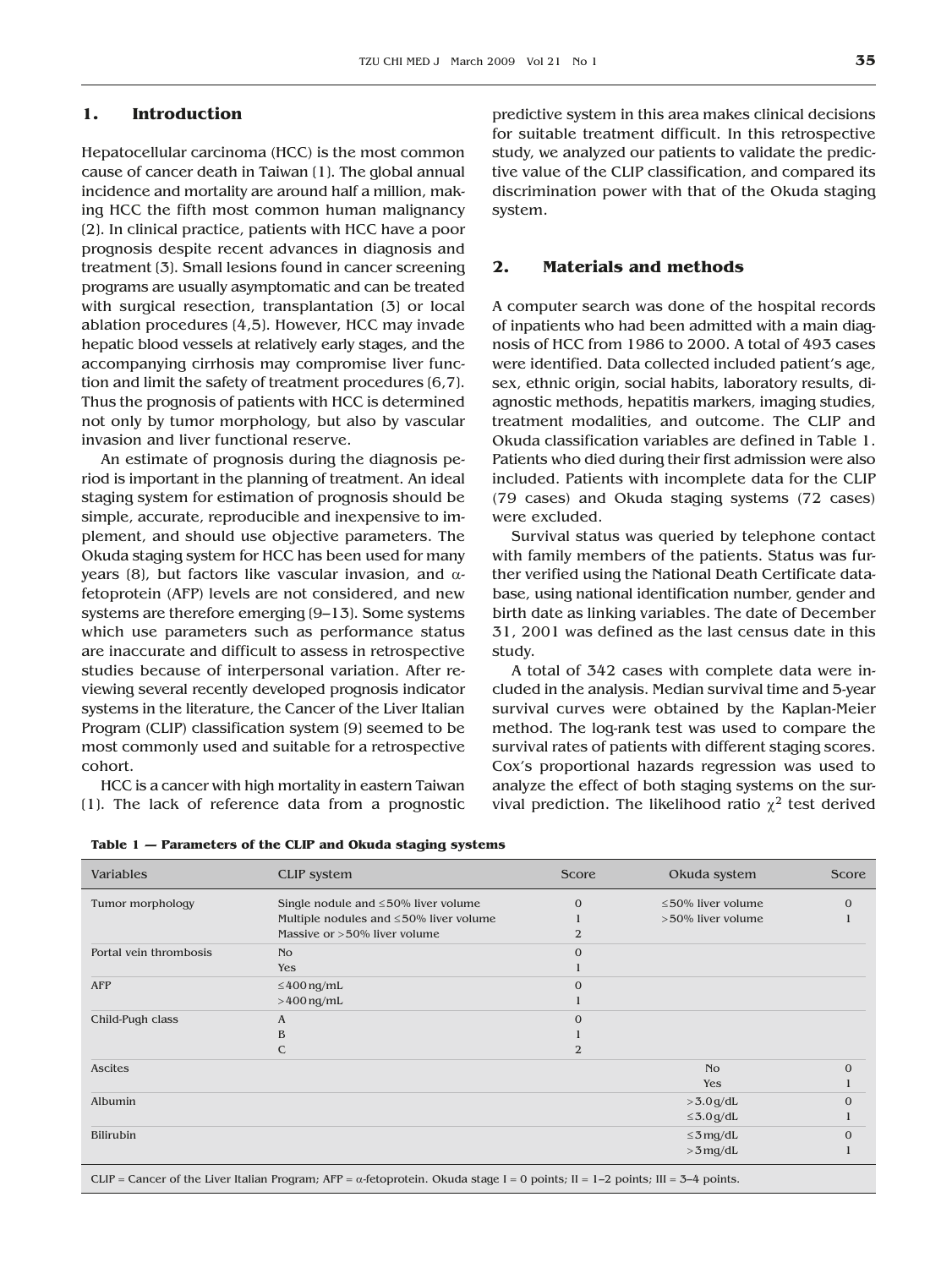## 1. Introduction

Hepatocellular carcinoma (HCC) is the most common cause of cancer death in Taiwan [1]. The global annual incidence and mortality are around half a million, making HCC the fifth most common human malignancy [2]. In clinical practice, patients with HCC have a poor prognosis despite recent advances in diagnosis and treatment [3]. Small lesions found in cancer screening programs are usually asymptomatic and can be treated with surgical resection, transplantation [3] or local ablation procedures [4,5]. However, HCC may invade hepatic blood vessels at relatively early stages, and the accompanying cirrhosis may compromise liver function and limit the safety of treatment procedures [6,7]. Thus the prognosis of patients with HCC is determined not only by tumor morphology, but also by vascular invasion and liver functional reserve.

An estimate of prognosis during the diagnosis period is important in the planning of treatment. An ideal staging system for estimation of prognosis should be simple, accurate, reproducible and inexpensive to implement, and should use objective parameters. The Okuda staging system for HCC has been used for many years [8], but factors like vascular invasion, and α-fetoprotein (AFP) levels are not considered, and new systems are therefore emerging [9–13]. Some systems which use parameters such as performance status are inaccurate and difficult to assess in retrospective studies because of interpersonal variation. After reviewing several recently developed prognosis indicator systems in the literature, the Cancer of the Liver Italian Program (CLIP) classification system [9] seemed to be most commonly used and suitable for a retrospective cohort.

HCC is a cancer with high mortality in eastern Taiwan [1]. The lack of reference data from a prognostic predictive system in this area makes clinical decisions for suitable treatment difficult. In this retrospective study, we analyzed our patients to validate the predictive value of the CLIP classification, and compared its discrimination power with that of the Okuda staging system.

## 2. Materials and methods

A computer search was done of the hospital records of inpatients who had been admitted with a main diagnosis of HCC from 1986 to 2000. A total of 493 cases were identified. Data collected included patient's age, sex, ethnic origin, social habits, laboratory results, diagnostic methods, hepatitis markers, imaging studies, treatment modalities, and outcome. The CLIP and Okuda classification variables are defined in Table 1. Patients who died during their first admission were also included. Patients with incomplete data for the CLIP (79 cases) and Okuda staging systems (72 cases) were excluded.

Survival status was queried by telephone contact with family members of the patients. Status was further verified using the National Death Certificate database, using national identification number, gender and birth date as linking variables. The date of December 31, 2001 was defined as the last census date in this study.

A total of 342 cases with complete data were included in the analysis. Median survival time and 5-year survival curves were obtained by the Kaplan-Meier method. The log-rank test was used to compare the survival rates of patients with different staging scores. Cox's proportional hazards regression was used to analyze the effect of both staging systems on the survival prediction. The likelihood ratio $\chi^2$ test derived

**Table 1 — Parameters of the CLIP and Okuda staging systems**

| Variables | CLIP system | Score | Okuda system | Score |
|---|---|---|---|---|
| Tumor morphology | Single nodule and ≤50% liver volume | 0 | ≤50% liver volume | 0 |
| | Multiple nodules and ≤50% liver volume | 1 | >50% liver volume | 1 |
| | Massive or >50% liver volume | 2 | | |
| Portal vein thrombosis | No | 0 | | |
| | Yes | 1 | | |
| AFP | ≤400 ng/mL | 0 | | |
| | >400 ng/mL | 1 | | |
| Child-Pugh class | A | 0 | | |
| | B | 1 | | |
| | C | 2 | | |
| Ascites | | | No | 0 |
| | | | Yes | 1 |
| Albumin | | | >3.0 g/dL | 0 |
| | | | ≤3.0 g/dL | 1 |
| Bilirubin | | | ≤3 mg/dL | 0 |
| | | | >3 mg/dL | 1 |

CLIP = Cancer of the Liver Italian Program; AFP = α-fetoprotein. Okuda stage I = 0 points; II = 1–2 points; III = 3–4 points.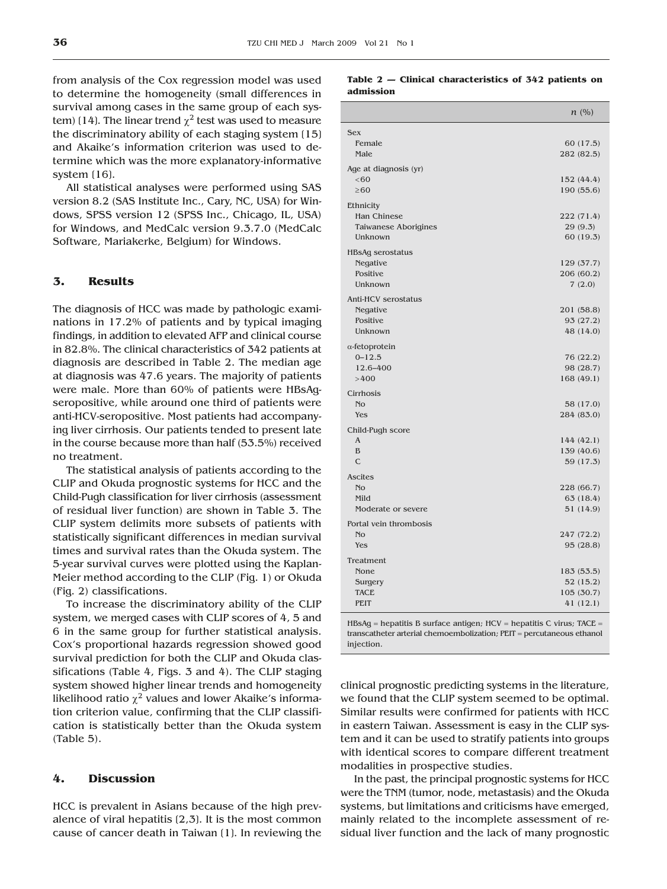from analysis of the Cox regression model was used to determine the homogeneity (small differences in survival among cases in the same group of each system) [14]. The linear trend $\chi^2$ test was used to measure the discriminatory ability of each staging system [15] and Akaike's information criterion was used to determine which was the more explanatory-informative system [16].

All statistical analyses were performed using SAS version 8.2 (SAS Institute Inc., Cary, NC, USA) for Windows, SPSS version 12 (SPSS Inc., Chicago, IL, USA) for Windows, and MedCalc version 9.3.7.0 (MedCalc Software, Mariakerke, Belgium) for Windows.

## 3. Results

The diagnosis of HCC was made by pathologic examinations in 17.2% of patients and by typical imaging findings, in addition to elevated AFP and clinical course in 82.8%. The clinical characteristics of 342 patients at diagnosis are described in Table 2. The median age at diagnosis was 47.6 years. The majority of patients were male. More than 60% of patients were HBsAg-seropositive, while around one third of patients were anti-HCV-seropositive. Most patients had accompanying liver cirrhosis. Our patients tended to present late in the course because more than half (53.5%) received no treatment.

The statistical analysis of patients according to the CLIP and Okuda prognostic systems for HCC and the Child-Pugh classification for liver cirrhosis (assessment of residual liver function) are shown in Table 3. The CLIP system delimits more subsets of patients with statistically significant differences in median survival times and survival rates than the Okuda system. The 5-year survival curves were plotted using the Kaplan-Meier method according to the CLIP (Fig. 1) or Okuda (Fig. 2) classifications.

To increase the discriminatory ability of the CLIP system, we merged cases with CLIP scores of 4, 5 and 6 in the same group for further statistical analysis. Cox's proportional hazards regression showed good survival prediction for both the CLIP and Okuda classifications (Table 4, Figs. 3 and 4). The CLIP staging system showed higher linear trends and homogeneity likelihood ratio $\chi^2$ values and lower Akaike's information criterion value, confirming that the CLIP classification is statistically better than the Okuda system (Table 5).

**Table 2 — Clinical characteristics of 342 patients on admission**

| | *n* (%) |
|---|---|
| Sex | |
| Female | 60 (17.5) |
| Male | 282 (82.5) |
| Age at diagnosis (yr) | |
| <60 | 152 (44.4) |
| ≥60 | 190 (55.6) |
| Ethnicity | |
| Han Chinese | 222 (71.4) |
| Taiwanese Aborigines | 29 (9.3) |
| Unknown | 60 (19.3) |
| HBsAg serostatus | |
| Negative | 129 (37.7) |
| Positive | 206 (60.2) |
| Unknown | 7 (2.0) |
| Anti-HCV serostatus | |
| Negative | 201 (58.8) |
| Positive | 93 (27.2) |
| Unknown | 48 (14.0) |
| α-fetoprotein | |
| 0–12.5 | 76 (22.2) |
| 12.6–400 | 98 (28.7) |
| >400 | 168 (49.1) |
| Cirrhosis | |
| No | 58 (17.0) |
| Yes | 284 (83.0) |
| Child-Pugh score | |
| A | 144 (42.1) |
| B | 139 (40.6) |
| C | 59 (17.3) |
| Ascites | |
| No | 228 (66.7) |
| Mild | 63 (18.4) |
| Moderate or severe | 51 (14.9) |
| Portal vein thrombosis | |
| No | 247 (72.2) |
| Yes | 95 (28.8) |
| Treatment | |
| None | 183 (53.5) |
| Surgery | 52 (15.2) |
| TACE | 105 (30.7) |
| PEIT | 41 (12.1) |

HBsAg = hepatitis B surface antigen; HCV = hepatitis C virus; TACE = transcatheter arterial chemoembolization; PEIT = percutaneous ethanol injection.

## 4. Discussion

HCC is prevalent in Asians because of the high prevalence of viral hepatitis [2,3]. It is the most common cause of cancer death in Taiwan [1]. In reviewing the clinical prognostic predicting systems in the literature, we found that the CLIP system seemed to be optimal. Similar results were confirmed for patients with HCC in eastern Taiwan. Assessment is easy in the CLIP system and it can be used to stratify patients into groups with identical scores to compare different treatment modalities in prospective studies.

In the past, the principal prognostic systems for HCC were the TNM (tumor, node, metastasis) and the Okuda systems, but limitations and criticisms have emerged, mainly related to the incomplete assessment of residual liver function and the lack of many prognostic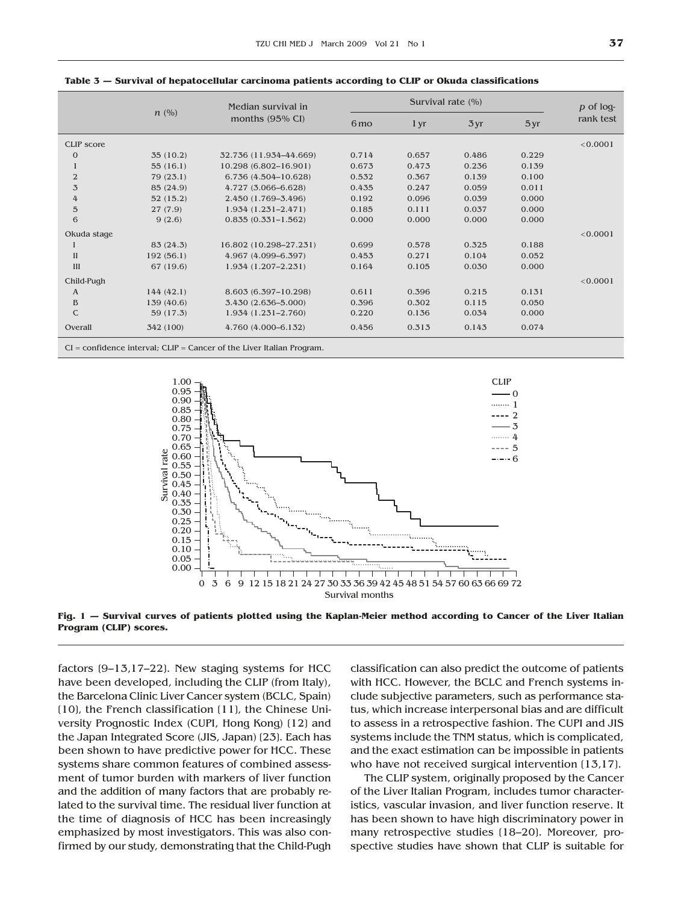**Table 3 — Survival of hepatocellular carcinoma patients according to CLIP or Okuda classifications**

| | n (%) | Median survival in months (95% CI) | Survival rate (%) | | | | p of log-rank test |
|---|---|---|---|---|---|---|---|
| | | | 6 mo | 1 yr | 3 yr | 5 yr | |
| CLIP score | | | | | | | <0.0001 |
| 0 | 35 (10.2) | 32.736 (11.934–44.669) | 0.714 | 0.657 | 0.486 | 0.229 | |
| 1 | 55 (16.1) | 10.298 (6.802–16.901) | 0.673 | 0.473 | 0.236 | 0.139 | |
| 2 | 79 (23.1) | 6.736 (4.504–10.628) | 0.532 | 0.367 | 0.139 | 0.100 | |
| 3 | 85 (24.9) | 4.727 (3.066–6.628) | 0.435 | 0.247 | 0.059 | 0.011 | |
| 4 | 52 (15.2) | 2.450 (1.769–3.496) | 0.192 | 0.096 | 0.039 | 0.000 | |
| 5 | 27 (7.9) | 1.934 (1.231–2.471) | 0.185 | 0.111 | 0.037 | 0.000 | |
| 6 | 9 (2.6) | 0.835 (0.331–1.562) | 0.000 | 0.000 | 0.000 | 0.000 | |
| Okuda stage | | | | | | | <0.0001 |
| I | 83 (24.3) | 16.802 (10.298–27.231) | 0.699 | 0.578 | 0.325 | 0.188 | |
| II | 192 (56.1) | 4.967 (4.099–6.397) | 0.453 | 0.271 | 0.104 | 0.052 | |
| III | 67 (19.6) | 1.934 (1.207–2.231) | 0.164 | 0.105 | 0.030 | 0.000 | |
| Child-Pugh | | | | | | | <0.0001 |
| A | 144 (42.1) | 8.603 (6.397–10.298) | 0.611 | 0.396 | 0.215 | 0.131 | |
| B | 139 (40.6) | 3.430 (2.636–5.000) | 0.396 | 0.302 | 0.115 | 0.050 | |
| C | 59 (17.3) | 1.934 (1.231–2.760) | 0.220 | 0.136 | 0.034 | 0.000 | |
| Overall | 342 (100) | 4.760 (4.000–6.132) | 0.456 | 0.313 | 0.143 | 0.074 | |

CI = confidence interval; CLIP = Cancer of the Liver Italian Program.

CLIP
0
1
2
3
4
5
6

Survival rate
1.00 0.95 0.90 0.85 0.80 0.75 0.70 0.65 0.60 0.55 0.50 0.45 0.40 0.35 0.30 0.25 0.20 0.15 0.10 0.05 0.00

Survival months
0 3 6 9 12 15 18 21 24 27 30 33 36 39 42 45 48 51 54 57 60 63 66 69 72

**Fig. 1 — Survival curves of patients plotted using the Kaplan-Meier method according to Cancer of the Liver Italian Program (CLIP) scores.**

factors (9–13,17–22). New staging systems for HCC have been developed, including the CLIP (from Italy), the Barcelona Clinic Liver Cancer system (BCLC, Spain) (10), the French classification (11), the Chinese University Prognostic Index (CUPI, Hong Kong) (12) and the Japan Integrated Score (JIS, Japan) (23). Each has been shown to have predictive power for HCC. These systems share common features of combined assessment of tumor burden with markers of liver function and the addition of many factors that are probably related to the survival time. The residual liver function at the time of diagnosis of HCC has been increasingly emphasized by most investigators. This was also confirmed by our study, demonstrating that the Child-Pugh classification can also predict the outcome of patients with HCC. However, the BCLC and French systems include subjective parameters, such as performance status, which increase interpersonal bias and are difficult to assess in a retrospective fashion. The CUPI and JIS systems include the TNM status, which is complicated, and the exact estimation can be impossible in patients who have not received surgical intervention (13,17).

The CLIP system, originally proposed by the Cancer of the Liver Italian Program, includes tumor characteristics, vascular invasion, and liver function reserve. It has been shown to have high discriminatory power in many retrospective studies (18–20). Moreover, prospective studies have shown that CLIP is suitable for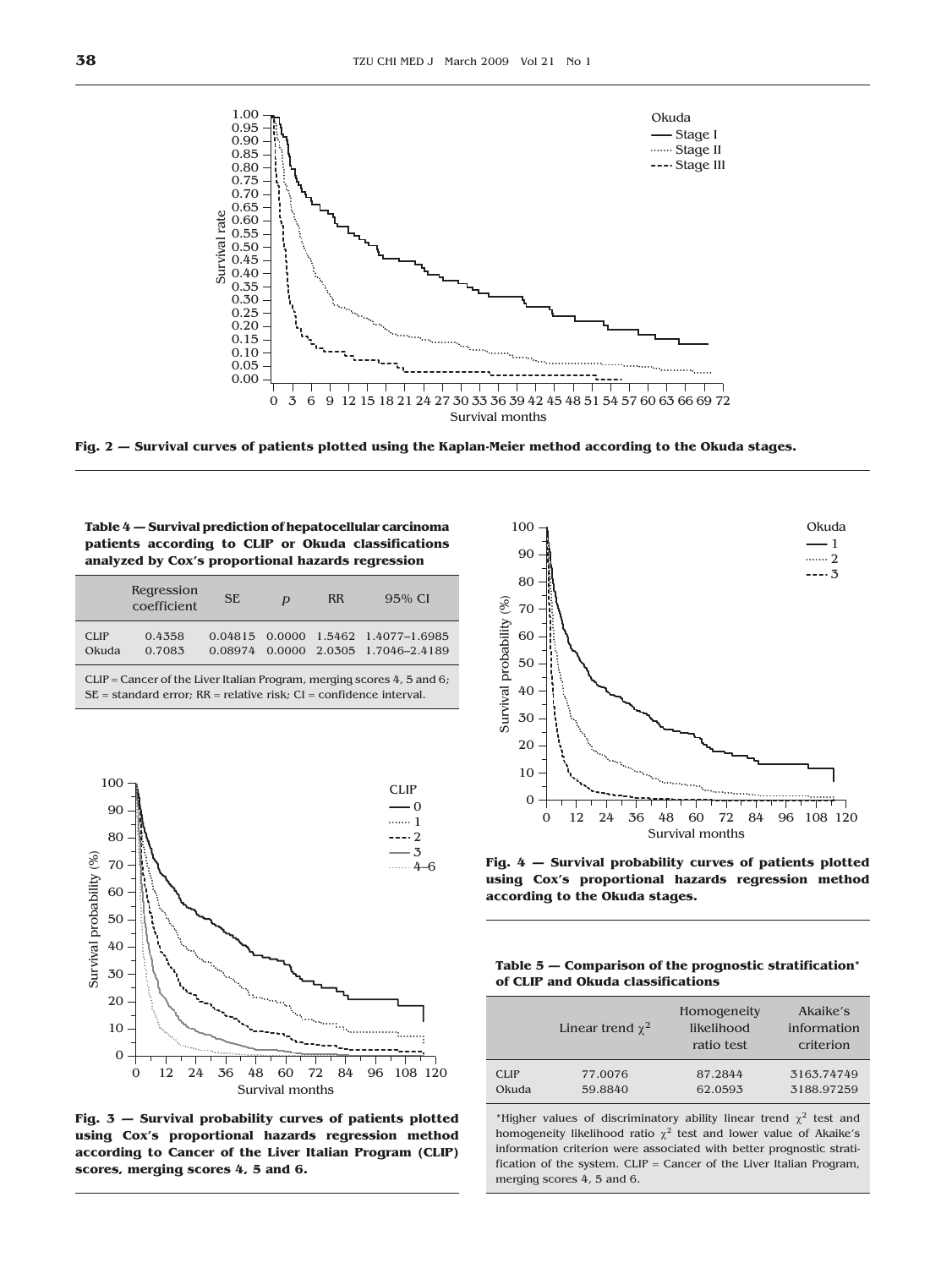Okuda

Stage I

Stage II

Stage III

Survival rate

1.00 0.95 0.90 0.85 0.80 0.75 0.70 0.65 0.60 0.55 0.50 0.45 0.40 0.35 0.30 0.25 0.20 0.15 0.10 0.05 0.00

0 3 6 9 12 15 18 21 24 27 30 33 36 39 42 45 48 51 54 57 60 63 66 69 72

Survival months

**Fig. 2 — Survival curves of patients plotted using the Kaplan-Meier method according to the Okuda stages.**

**Table 4 — Survival prediction of hepatocellular carcinoma patients according to CLIP or Okuda classifications analyzed by Cox's proportional hazards regression**

| | Regression coefficient | SE | *p* | RR | 95% CI |
|---|---|---|---|---|---|
| CLIP | 0.4358 | 0.04815 | 0.0000 | 1.5462 | 1.4077–1.6985 |
| Okuda | 0.7083 | 0.08974 | 0.0000 | 2.0305 | 1.7046–2.4189 |

CLIP = Cancer of the Liver Italian Program, merging scores 4, 5 and 6; SE = standard error; RR = relative risk; CI = confidence interval.

CLIP

0

1

2

3

4–6

Survival probability (%)

100 90 80 70 60 50 40 30 20 10 0

0 12 24 36 48 60 72 84 96 108 120

Survival months

**Fig. 3 — Survival probability curves of patients plotted using Cox's proportional hazards regression method according to Cancer of the Liver Italian Program (CLIP) scores, merging scores 4, 5 and 6.**

Okuda

1

2

3

Survival probability (%)

100 90 80 70 60 50 40 30 20 10 0

0 12 24 36 48 60 72 84 96 108 120

Survival months

**Fig. 4 — Survival probability curves of patients plotted using Cox's proportional hazards regression method according to the Okuda stages.**

**Table 5 — Comparison of the prognostic stratification\* of CLIP and Okuda classifications**

| | Linear trend $\chi^2$ | Homogeneity likelihood ratio test | Akaike's information criterion |
|---|---|---|---|
| CLIP | 77.0076 | 87.2844 | 3163.74749 |
| Okuda | 59.8840 | 62.0593 | 3188.97259 |

\*Higher values of discriminatory ability linear trend $\chi^2$ test and homogeneity likelihood ratio $\chi^2$ test and lower value of Akaike's information criterion were associated with better prognostic stratification of the system. CLIP = Cancer of the Liver Italian Program, merging scores 4, 5 and 6.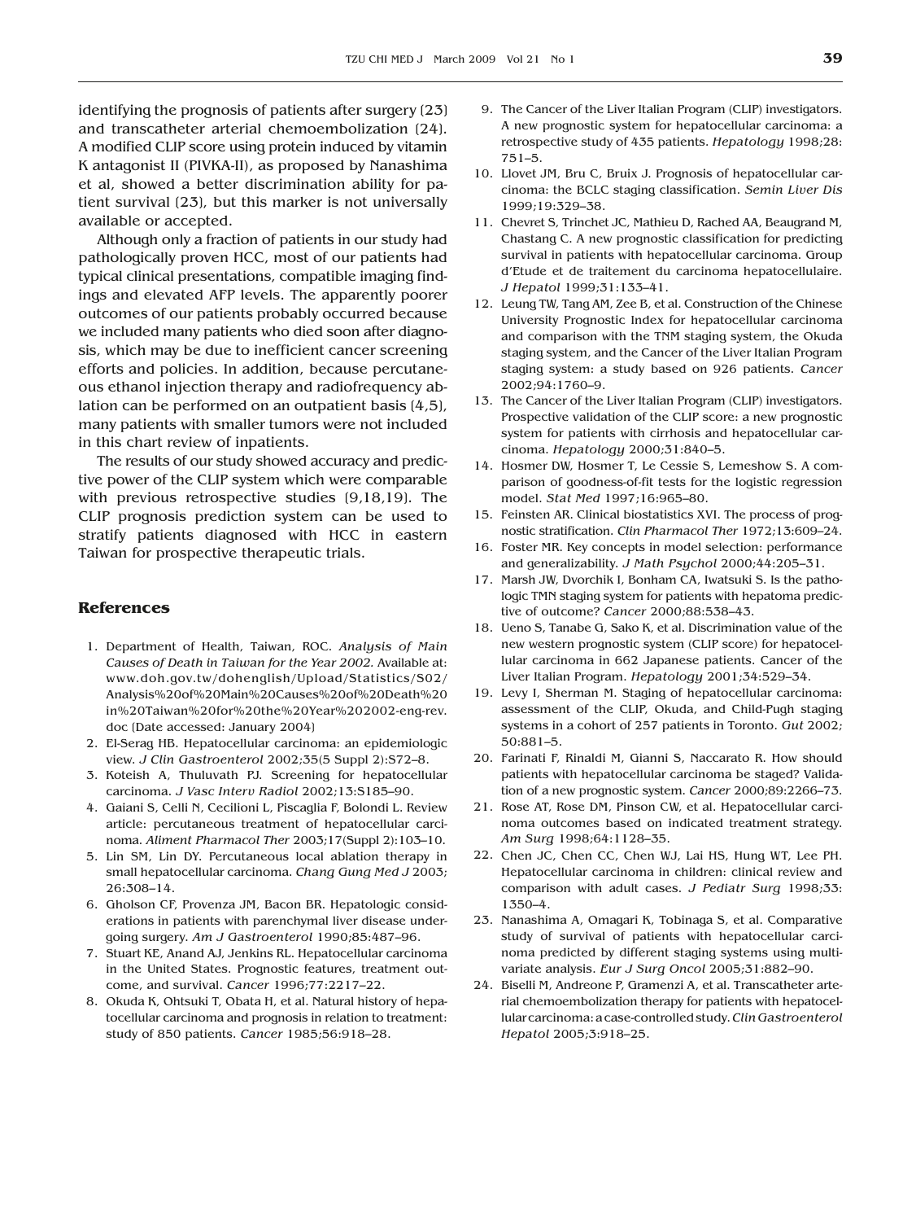identifying the prognosis of patients after surgery (23) and transcatheter arterial chemoembolization (24). A modified CLIP score using protein induced by vitamin K antagonist II (PIVKA-II), as proposed by Nanashima et al, showed a better discrimination ability for patient survival (23), but this marker is not universally available or accepted.

Although only a fraction of patients in our study had pathologically proven HCC, most of our patients had typical clinical presentations, compatible imaging findings and elevated AFP levels. The apparently poorer outcomes of our patients probably occurred because we included many patients who died soon after diagnosis, which may be due to inefficient cancer screening efforts and policies. In addition, because percutaneous ethanol injection therapy and radiofrequency ablation can be performed on an outpatient basis (4,5), many patients with smaller tumors were not included in this chart review of inpatients.

The results of our study showed accuracy and predictive power of the CLIP system which were comparable with previous retrospective studies (9,18,19). The CLIP prognosis prediction system can be used to stratify patients diagnosed with HCC in eastern Taiwan for prospective therapeutic trials.

## References

1. Department of Health, Taiwan, ROC. *Analysis of Main Causes of Death in Taiwan for the Year 2002.* Available at: www.doh.gov.tw/dohenglish/Upload/Statistics/S02/Analysis%20of%20Main%20Causes%20of%20Death%20in%20Taiwan%20for%20the%20Year%202002-eng-rev.doc (Date accessed: January 2004)
2. El-Serag HB. Hepatocellular carcinoma: an epidemiologic view. *J Clin Gastroenterol* 2002;35(5 Suppl 2):S72–8.
3. Koteish A, Thuluvath PJ. Screening for hepatocellular carcinoma. *J Vasc Interv Radiol* 2002;13:S185–90.
4. Gaiani S, Celli N, Cecilioni L, Piscaglia F, Bolondi L. Review article: percutaneous treatment of hepatocellular carcinoma. *Aliment Pharmacol Ther* 2003;17(Suppl 2):103–10.
5. Lin SM, Lin DY. Percutaneous local ablation therapy in small hepatocellular carcinoma. *Chang Gung Med J* 2003;26:308–14.
6. Gholson CF, Provenza JM, Bacon BR. Hepatologic considerations in patients with parenchymal liver disease undergoing surgery. *Am J Gastroenterol* 1990;85:487–96.
7. Stuart KE, Anand AJ, Jenkins RL. Hepatocellular carcinoma in the United States. Prognostic features, treatment outcome, and survival. *Cancer* 1996;77:2217–22.
8. Okuda K, Ohtsuki T, Obata H, et al. Natural history of hepatocellular carcinoma and prognosis in relation to treatment: study of 850 patients. *Cancer* 1985;56:918–28.
9. The Cancer of the Liver Italian Program (CLIP) investigators. A new prognostic system for hepatocellular carcinoma: a retrospective study of 435 patients. *Hepatology* 1998;28:751–5.
10. Llovet JM, Bru C, Bruix J. Prognosis of hepatocellular carcinoma: the BCLC staging classification. *Semin Liver Dis* 1999;19:329–38.
11. Chevret S, Trinchet JC, Mathieu D, Rached AA, Beaugrand M, Chastang C. A new prognostic classification for predicting survival in patients with hepatocellular carcinoma. Group d'Etude et de traitement du carcinoma hepatocellulaire. *J Hepatol* 1999;31:133–41.
12. Leung TW, Tang AM, Zee B, et al. Construction of the Chinese University Prognostic Index for hepatocellular carcinoma and comparison with the TNM staging system, the Okuda staging system, and the Cancer of the Liver Italian Program staging system: a study based on 926 patients. *Cancer* 2002;94:1760–9.
13. The Cancer of the Liver Italian Program (CLIP) investigators. Prospective validation of the CLIP score: a new prognostic system for patients with cirrhosis and hepatocellular carcinoma. *Hepatology* 2000;31:840–5.
14. Hosmer DW, Hosmer T, Le Cessie S, Lemeshow S. A comparison of goodness-of-fit tests for the logistic regression model. *Stat Med* 1997;16:965–80.
15. Feinsten AR. Clinical biostatistics XVI. The process of prognostic stratification. *Clin Pharmacol Ther* 1972;13:609–24.
16. Foster MR. Key concepts in model selection: performance and generalizability. *J Math Psychol* 2000;44:205–31.
17. Marsh JW, Dvorchik I, Bonham CA, Iwatsuki S. Is the pathologic TMN staging system for patients with hepatoma predictive of outcome? *Cancer* 2000;88:538–43.
18. Ueno S, Tanabe G, Sako K, et al. Discrimination value of the new western prognostic system (CLIP score) for hepatocellular carcinoma in 662 Japanese patients. Cancer of the Liver Italian Program. *Hepatology* 2001;34:529–34.
19. Levy I, Sherman M. Staging of hepatocellular carcinoma: assessment of the CLIP, Okuda, and Child-Pugh staging systems in a cohort of 257 patients in Toronto. *Gut* 2002;50:881–5.
20. Farinati F, Rinaldi M, Gianni S, Naccarato R. How should patients with hepatocellular carcinoma be staged? Validation of a new prognostic system. *Cancer* 2000;89:2266–73.
21. Rose AT, Rose DM, Pinson CW, et al. Hepatocellular carcinoma outcomes based on indicated treatment strategy. *Am Surg* 1998;64:1128–35.
22. Chen JC, Chen CC, Chen WJ, Lai HS, Hung WT, Lee PH. Hepatocellular carcinoma in children: clinical review and comparison with adult cases. *J Pediatr Surg* 1998;33:1350–4.
23. Nanashima A, Omagari K, Tobinaga S, et al. Comparative study of survival of patients with hepatocellular carcinoma predicted by different staging systems using multivariate analysis. *Eur J Surg Oncol* 2005;31:882–90.
24. Biselli M, Andreone P, Gramenzi A, et al. Transcatheter arterial chemoembolization therapy for patients with hepatocellular carcinoma: a case-controlled study. *Clin Gastroenterol Hepatol* 2005;3:918–25.